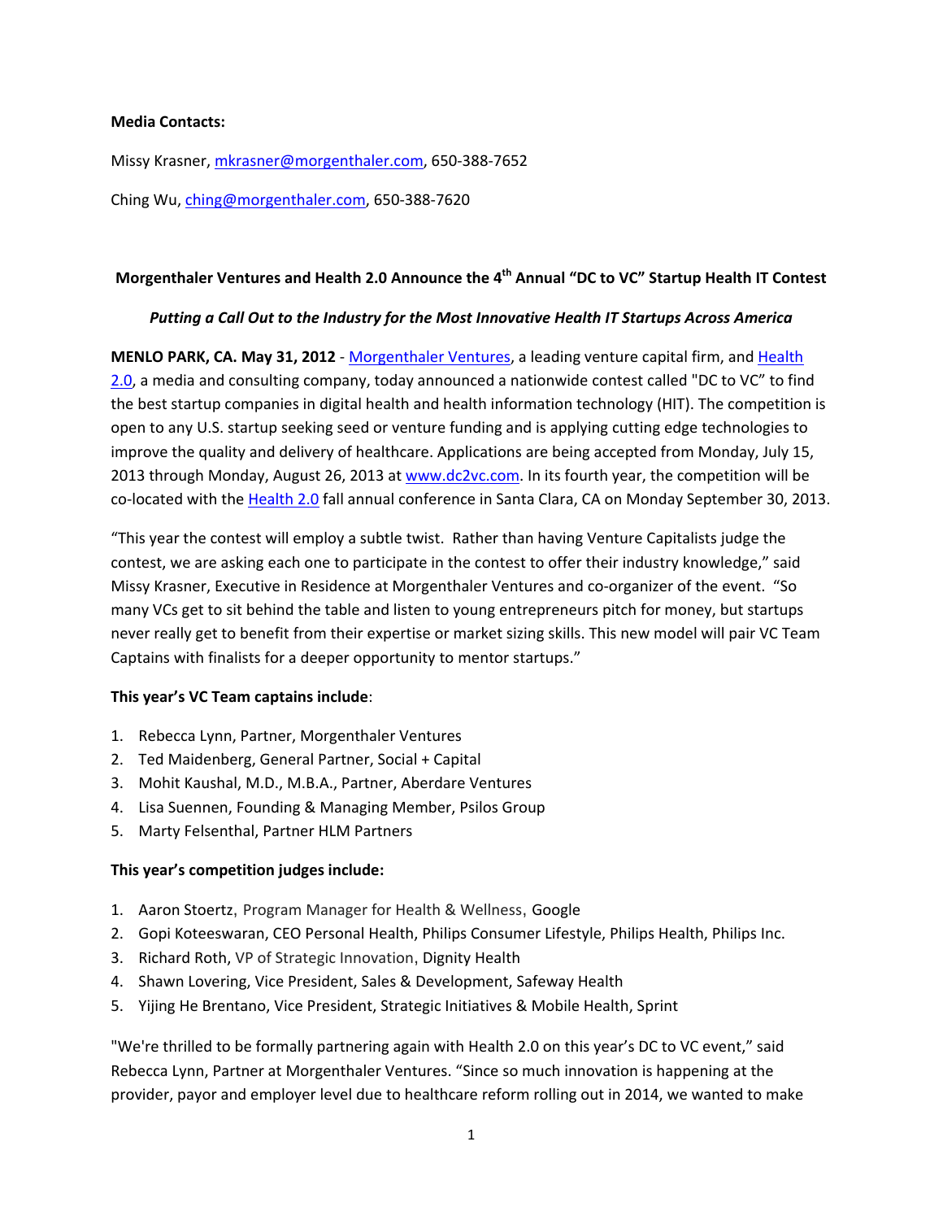**Media Contacts:**

Missy Krasner, mkrasner@morgenthaler.com, 650-388-7652

Ching Wu, ching@morgenthaler.com, 650-388-7620

## Morgenthaler Ventures and Health 2.0 Announce the 4th Annual "DC to VC" Startup Health IT Contest

***Putting a Call Out to the Industry for the Most Innovative Health IT Startups Across America***

**MENLO PARK, CA. May 31, 2012** - Morgenthaler Ventures, a leading venture capital firm, and Health 2.0, a media and consulting company, today announced a nationwide contest called "DC to VC" to find the best startup companies in digital health and health information technology (HIT). The competition is open to any U.S. startup seeking seed or venture funding and is applying cutting edge technologies to improve the quality and delivery of healthcare. Applications are being accepted from Monday, July 15, 2013 through Monday, August 26, 2013 at www.dc2vc.com. In its fourth year, the competition will be co-located with the Health 2.0 fall annual conference in Santa Clara, CA on Monday September 30, 2013.

"This year the contest will employ a subtle twist. Rather than having Venture Capitalists judge the contest, we are asking each one to participate in the contest to offer their industry knowledge," said Missy Krasner, Executive in Residence at Morgenthaler Ventures and co-organizer of the event. "So many VCs get to sit behind the table and listen to young entrepreneurs pitch for money, but startups never really get to benefit from their expertise or market sizing skills. This new model will pair VC Team Captains with finalists for a deeper opportunity to mentor startups."

**This year's VC Team captains include**:

1. Rebecca Lynn, Partner, Morgenthaler Ventures
2. Ted Maidenberg, General Partner, Social + Capital
3. Mohit Kaushal, M.D., M.B.A., Partner, Aberdare Ventures
4. Lisa Suennen, Founding & Managing Member, Psilos Group
5. Marty Felsenthal, Partner HLM Partners

**This year's competition judges include:**

1. Aaron Stoertz, Program Manager for Health & Wellness, Google
2. Gopi Koteeswaran, CEO Personal Health, Philips Consumer Lifestyle, Philips Health, Philips Inc.
3. Richard Roth, VP of Strategic Innovation, Dignity Health
4. Shawn Lovering, Vice President, Sales & Development, Safeway Health
5. Yijing He Brentano, Vice President, Strategic Initiatives & Mobile Health, Sprint

"We're thrilled to be formally partnering again with Health 2.0 on this year's DC to VC event," said Rebecca Lynn, Partner at Morgenthaler Ventures. "Since so much innovation is happening at the provider, payor and employer level due to healthcare reform rolling out in 2014, we wanted to make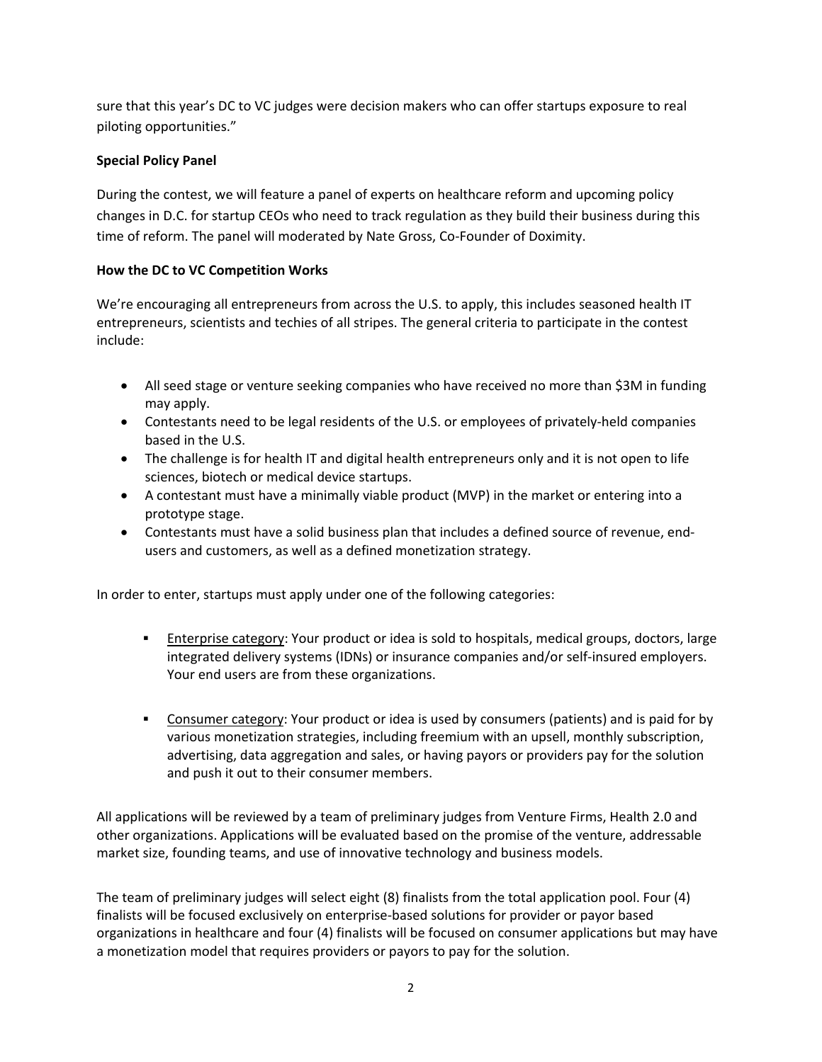sure that this year's DC to VC judges were decision makers who can offer startups exposure to real piloting opportunities."

**Special Policy Panel**

During the contest, we will feature a panel of experts on healthcare reform and upcoming policy changes in D.C. for startup CEOs who need to track regulation as they build their business during this time of reform. The panel will moderated by Nate Gross, Co-Founder of Doximity.

**How the DC to VC Competition Works**

We're encouraging all entrepreneurs from across the U.S. to apply, this includes seasoned health IT entrepreneurs, scientists and techies of all stripes. The general criteria to participate in the contest include:

- All seed stage or venture seeking companies who have received no more than $3M in funding may apply.
- Contestants need to be legal residents of the U.S. or employees of privately-held companies based in the U.S.
- The challenge is for health IT and digital health entrepreneurs only and it is not open to life sciences, biotech or medical device startups.
- A contestant must have a minimally viable product (MVP) in the market or entering into a prototype stage.
- Contestants must have a solid business plan that includes a defined source of revenue, end-users and customers, as well as a defined monetization strategy.

In order to enter, startups must apply under one of the following categories:

- Enterprise category: Your product or idea is sold to hospitals, medical groups, doctors, large integrated delivery systems (IDNs) or insurance companies and/or self-insured employers. Your end users are from these organizations.

- Consumer category: Your product or idea is used by consumers (patients) and is paid for by various monetization strategies, including freemium with an upsell, monthly subscription, advertising, data aggregation and sales, or having payors or providers pay for the solution and push it out to their consumer members.

All applications will be reviewed by a team of preliminary judges from Venture Firms, Health 2.0 and other organizations. Applications will be evaluated based on the promise of the venture, addressable market size, founding teams, and use of innovative technology and business models.

The team of preliminary judges will select eight (8) finalists from the total application pool. Four (4) finalists will be focused exclusively on enterprise-based solutions for provider or payor based organizations in healthcare and four (4) finalists will be focused on consumer applications but may have a monetization model that requires providers or payors to pay for the solution.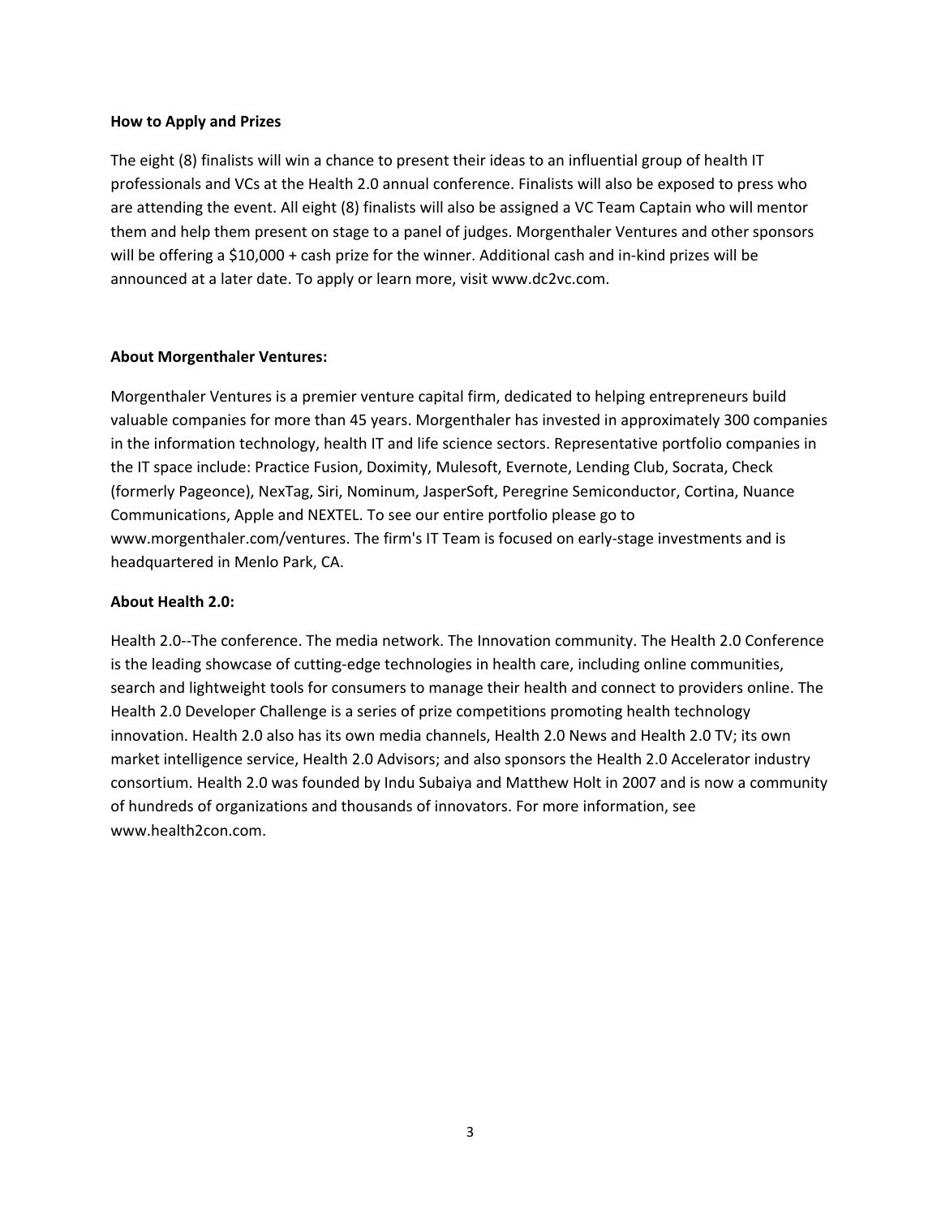**How to Apply and Prizes**

The eight (8) finalists will win a chance to present their ideas to an influential group of health IT professionals and VCs at the Health 2.0 annual conference. Finalists will also be exposed to press who are attending the event. All eight (8) finalists will also be assigned a VC Team Captain who will mentor them and help them present on stage to a panel of judges. Morgenthaler Ventures and other sponsors will be offering a $10,000 + cash prize for the winner. Additional cash and in-kind prizes will be announced at a later date. To apply or learn more, visit www.dc2vc.com.

**About Morgenthaler Ventures:**

Morgenthaler Ventures is a premier venture capital firm, dedicated to helping entrepreneurs build valuable companies for more than 45 years. Morgenthaler has invested in approximately 300 companies in the information technology, health IT and life science sectors. Representative portfolio companies in the IT space include: Practice Fusion, Doximity, Mulesoft, Evernote, Lending Club, Socrata, Check (formerly Pageonce), NexTag, Siri, Nominum, JasperSoft, Peregrine Semiconductor, Cortina, Nuance Communications, Apple and NEXTEL. To see our entire portfolio please go to www.morgenthaler.com/ventures. The firm's IT Team is focused on early-stage investments and is headquartered in Menlo Park, CA.

**About Health 2.0:**

Health 2.0--The conference. The media network. The Innovation community. The Health 2.0 Conference is the leading showcase of cutting-edge technologies in health care, including online communities, search and lightweight tools for consumers to manage their health and connect to providers online. The Health 2.0 Developer Challenge is a series of prize competitions promoting health technology innovation. Health 2.0 also has its own media channels, Health 2.0 News and Health 2.0 TV; its own market intelligence service, Health 2.0 Advisors; and also sponsors the Health 2.0 Accelerator industry consortium. Health 2.0 was founded by Indu Subaiya and Matthew Holt in 2007 and is now a community of hundreds of organizations and thousands of innovators. For more information, see www.health2con.com.